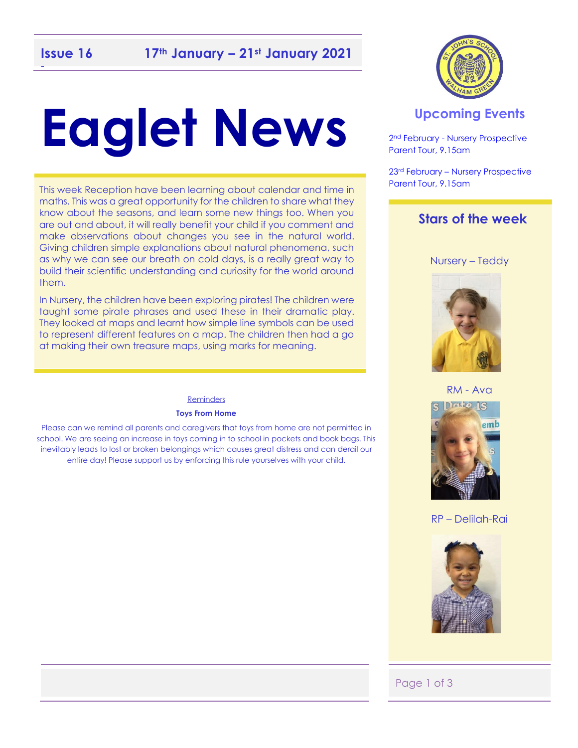**Issue 16** **17th January – 21st January 2021**

# Eaglet News

This week Reception have been learning about calendar and time in maths. This was a great opportunity for the children to share what they know about the seasons, and learn some new things too. When you are out and about, it will really benefit your child if you comment and make observations about changes you see in the natural world. Giving children simple explanations about natural phenomena, such as why we can see our breath on cold days, is a really great way to build their scientific understanding and curiosity for the world around them.

In Nursery, the children have been exploring pirates! The children were taught some pirate phrases and used these in their dramatic play. They looked at maps and learnt how simple line symbols can be used to represent different features on a map. The children then had a go at making their own treasure maps, using marks for meaning.

Reminders

**Toys From Home**

Please can we remind all parents and caregivers that toys from home are not permitted in school. We are seeing an increase in toys coming in to school in pockets and book bags. This inevitably leads to lost or broken belongings which causes great distress and can derail our entire day! Please support us by enforcing this rule yourselves with your child.

## Upcoming Events

2nd February - Nursery Prospective Parent Tour, 9.15am

23rd February – Nursery Prospective Parent Tour, 9.15am

## Stars of the week

Nursery – Teddy

RM - Ava

RP – Delilah-Rai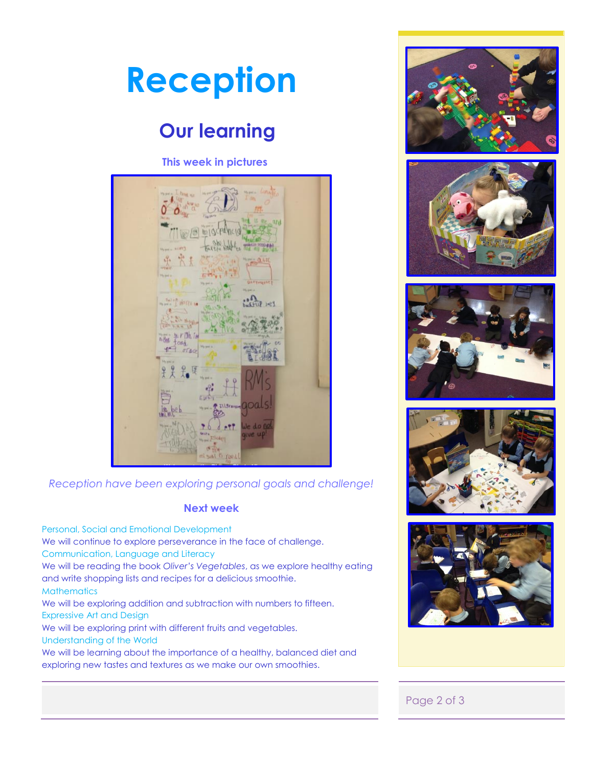# Reception

## Our learning

### This week in pictures

*Reception have been exploring personal goals and challenge!*

### Next week

Personal, Social and Emotional Development
We will continue to explore perseverance in the face of challenge.

Communication, Language and Literacy
We will be reading the book *Oliver's Vegetables*, as we explore healthy eating and write shopping lists and recipes for a delicious smoothie.

Mathematics
We will be exploring addition and subtraction with numbers to fifteen.

Expressive Art and Design
We will be exploring print with different fruits and vegetables.

Understanding of the World
We will be learning about the importance of a healthy, balanced diet and exploring new tastes and textures as we make our own smoothies.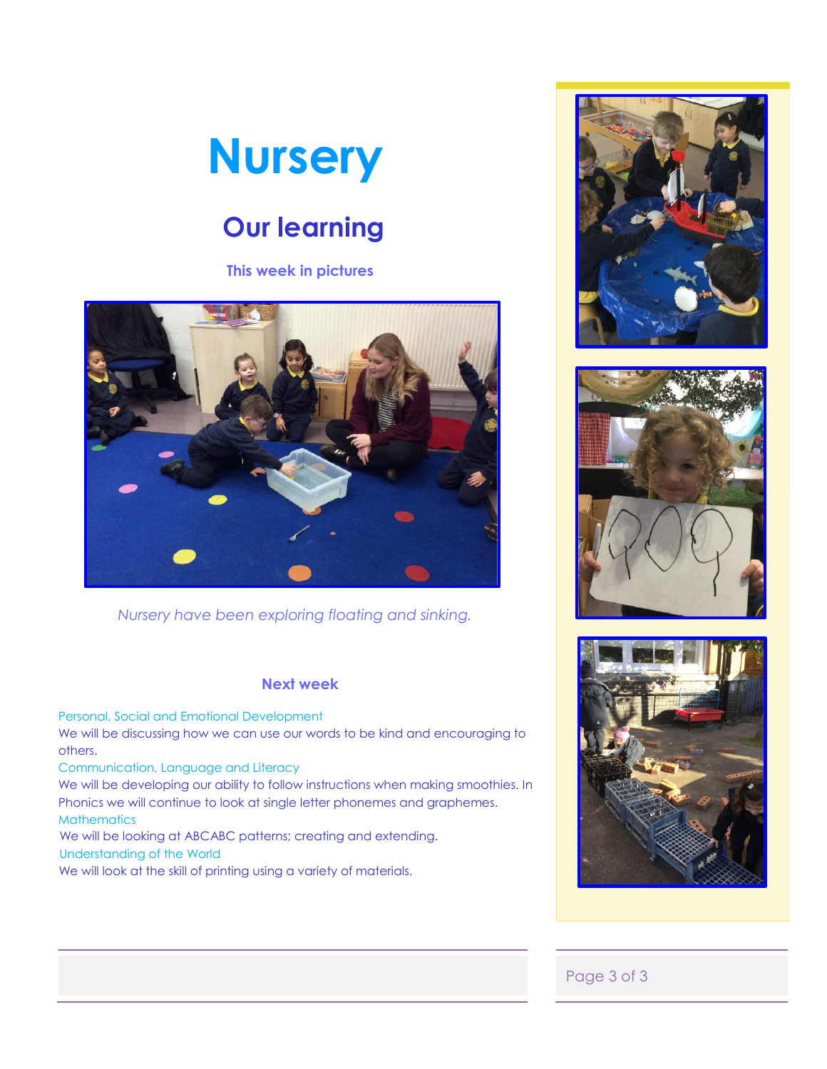# Nursery

## Our learning

### This week in pictures

*Nursery have been exploring floating and sinking.*

### Next week

Personal, Social and Emotional Development

We will be discussing how we can use our words to be kind and encouraging to others.

Communication, Language and Literacy

We will be developing our ability to follow instructions when making smoothies. In Phonics we will continue to look at single letter phonemes and graphemes.

Mathematics

We will be looking at ABCABC patterns; creating and extending.

Understanding of the World

We will look at the skill of printing using a variety of materials.